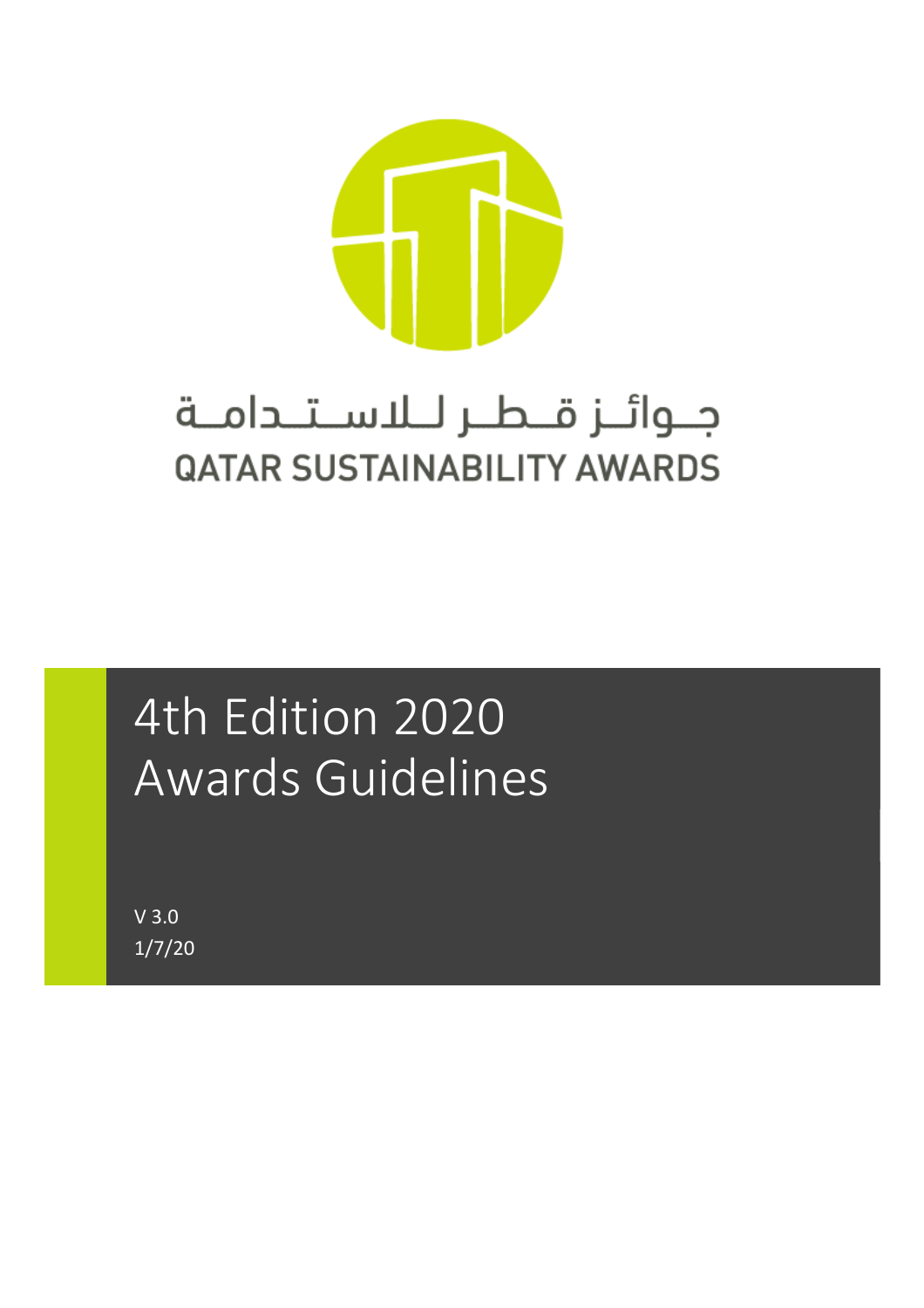جـوائـز قـطـر لـلاسـتـدامـة

QATAR SUSTAINABILITY AWARDS

# 4th Edition 2020 Awards Guidelines

V 3.0

1/7/20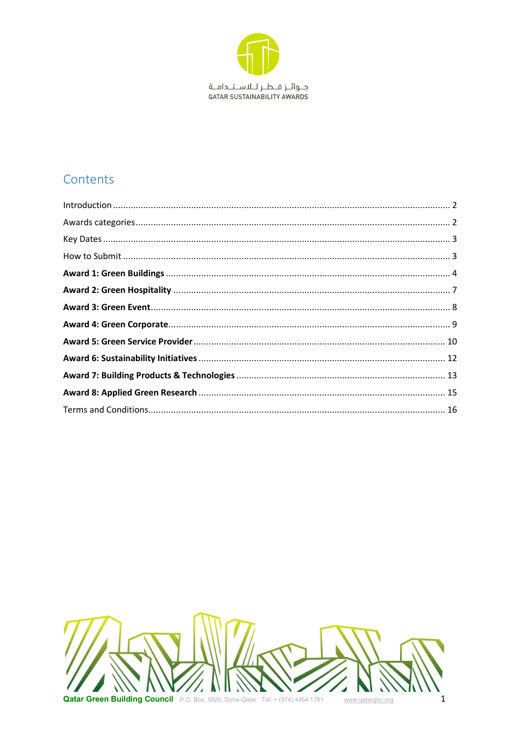جـوائـز قـطـر لـلاسـتـدامـة
QATAR SUSTAINABILITY AWARDS

# Contents

Introduction ........................................................................ 2

Awards categories ........................................................................ 2

Key Dates ........................................................................ 3

How to Submit ........................................................................ 3

**Award 1: Green Buildings** ........................................................................ 4

**Award 2: Green Hospitality** ........................................................................ 7

**Award 3: Green Event** ........................................................................ 8

**Award 4: Green Corporate** ........................................................................ 9

**Award 5: Green Service Provider** ........................................................................ 10

**Award 6: Sustainability Initiatives** ........................................................................ 12

**Award 7: Building Products & Technologies** ........................................................................ 13

**Award 8: Applied Green Research** ........................................................................ 15

Terms and Conditions ........................................................................ 16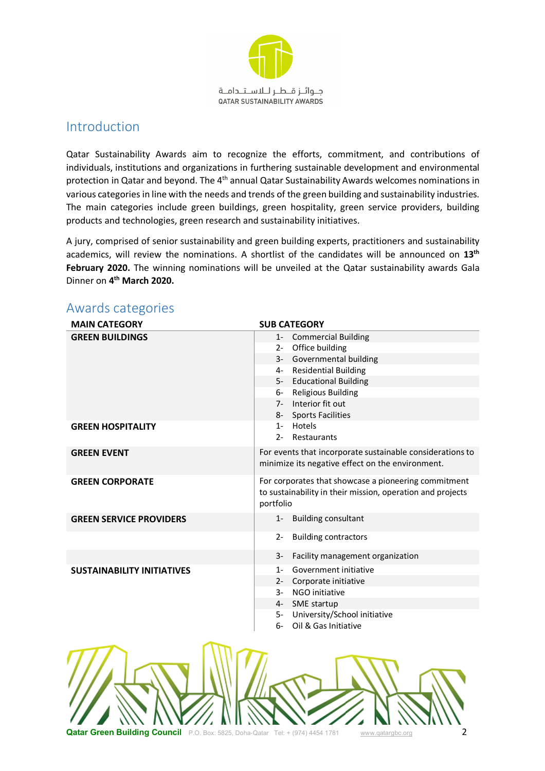جـوائـز قـطـر لـلاسـتـدامـة
QATAR SUSTAINABILITY AWARDS

## Introduction

Qatar Sustainability Awards aim to recognize the efforts, commitment, and contributions of individuals, institutions and organizations in furthering sustainable development and environmental protection in Qatar and beyond. The 4th annual Qatar Sustainability Awards welcomes nominations in various categories in line with the needs and trends of the green building and sustainability industries. The main categories include green buildings, green hospitality, green service providers, building products and technologies, green research and sustainability initiatives.

A jury, comprised of senior sustainability and green building experts, practitioners and sustainability academics, will review the nominations. A shortlist of the candidates will be announced on **13th February 2020.** The winning nominations will be unveiled at the Qatar sustainability awards Gala Dinner on **4th March 2020.**

## Awards categories

| MAIN CATEGORY | SUB CATEGORY |
|---|---|
| **GREEN BUILDINGS** | 1- Commercial Building |
| | 2- Office building |
| | 3- Governmental building |
| | 4- Residential Building |
| | 5- Educational Building |
| | 6- Religious Building |
| | 7- Interior fit out |
| | 8- Sports Facilities |
| **GREEN HOSPITALITY** | 1- Hotels |
| | 2- Restaurants |
| **GREEN EVENT** | For events that incorporate sustainable considerations to minimize its negative effect on the environment. |
| **GREEN CORPORATE** | For corporates that showcase a pioneering commitment to sustainability in their mission, operation and projects portfolio |
| **GREEN SERVICE PROVIDERS** | 1- Building consultant |
| | 2- Building contractors |
| | 3- Facility management organization |
| **SUSTAINABILITY INITIATIVES** | 1- Government initiative |
| | 2- Corporate initiative |
| | 3- NGO initiative |
| | 4- SME startup |
| | 5- University/School initiative |
| | 6- Oil & Gas Initiative |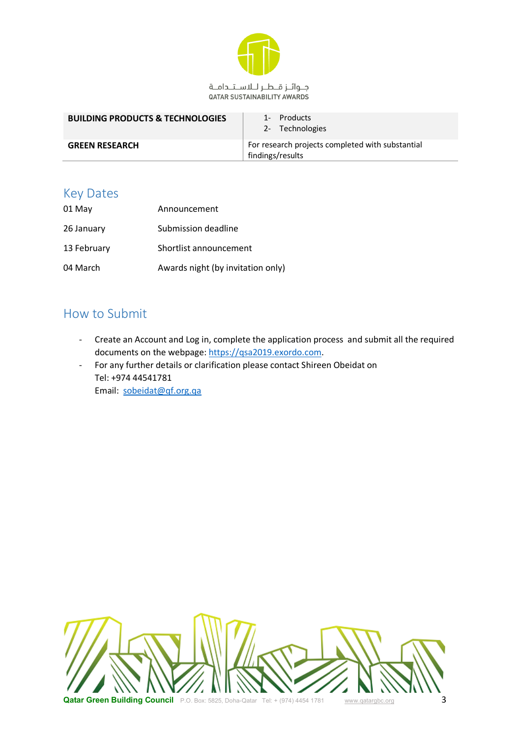| | |
|---|---|
| **BUILDING PRODUCTS & TECHNOLOGIES** | 1- Products<br>2- Technologies |
| **GREEN RESEARCH** | For research projects completed with substantial findings/results |

## Key Dates

| | |
|---|---|
| 01 May | Announcement |
| 26 January | Submission deadline |
| 13 February | Shortlist announcement |
| 04 March | Awards night (by invitation only) |

## How to Submit

- Create an Account and Log in, complete the application process and submit all the required documents on the webpage: https://qsa2019.exordo.com.
- For any further details or clarification please contact Shireen Obeidat on
  Tel: +974 44541781
  Email: sobeidat@qf.org.qa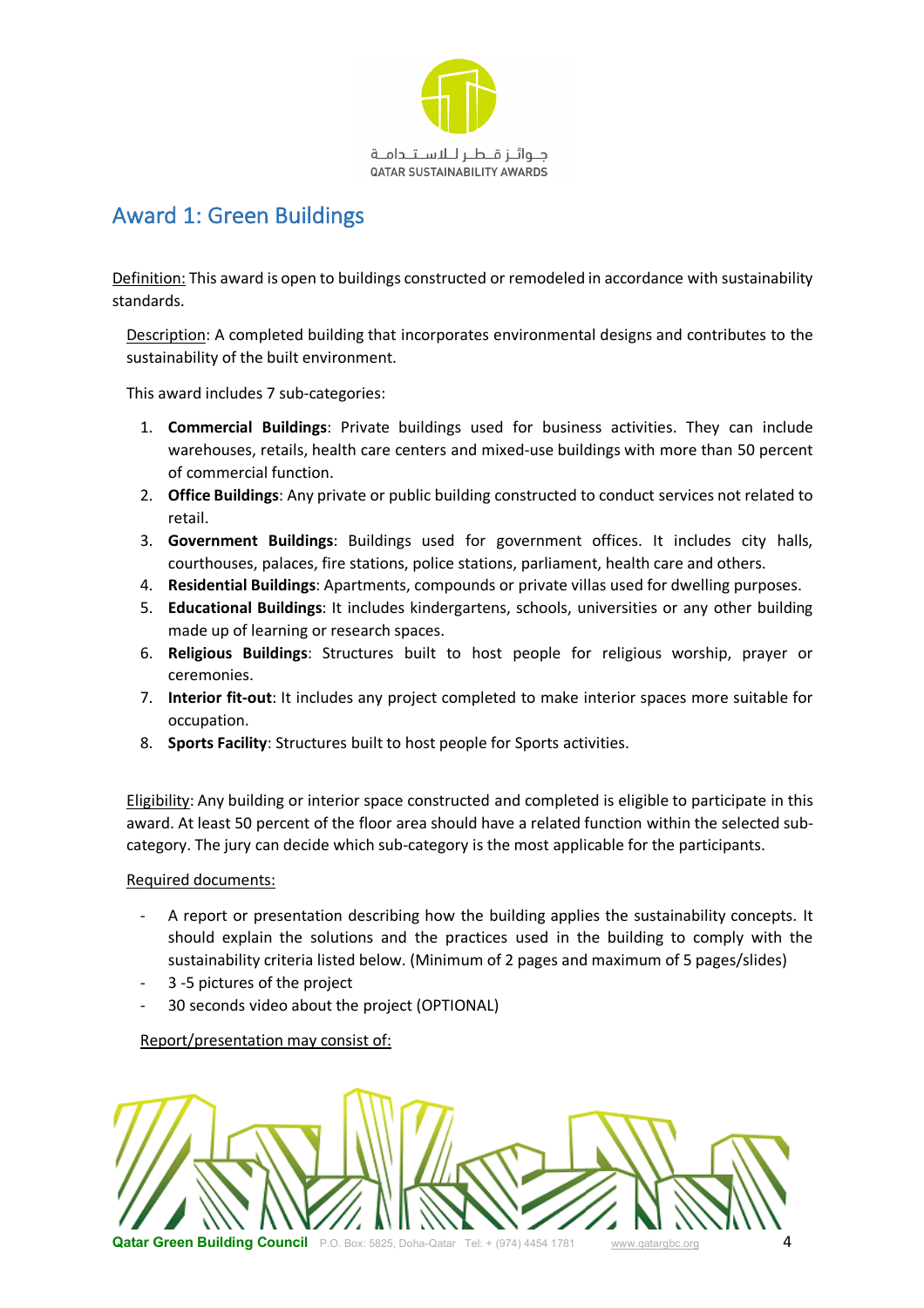## Award 1: Green Buildings

Definition: This award is open to buildings constructed or remodeled in accordance with sustainability standards.

Description: A completed building that incorporates environmental designs and contributes to the sustainability of the built environment.

This award includes 7 sub-categories:

1. **Commercial Buildings**: Private buildings used for business activities. They can include warehouses, retails, health care centers and mixed-use buildings with more than 50 percent of commercial function.
2. **Office Buildings**: Any private or public building constructed to conduct services not related to retail.
3. **Government Buildings**: Buildings used for government offices. It includes city halls, courthouses, palaces, fire stations, police stations, parliament, health care and others.
4. **Residential Buildings**: Apartments, compounds or private villas used for dwelling purposes.
5. **Educational Buildings**: It includes kindergartens, schools, universities or any other building made up of learning or research spaces.
6. **Religious Buildings**: Structures built to host people for religious worship, prayer or ceremonies.
7. **Interior fit-out**: It includes any project completed to make interior spaces more suitable for occupation.
8. **Sports Facility**: Structures built to host people for Sports activities.

Eligibility: Any building or interior space constructed and completed is eligible to participate in this award. At least 50 percent of the floor area should have a related function within the selected sub-category. The jury can decide which sub-category is the most applicable for the participants.

Required documents:

- A report or presentation describing how the building applies the sustainability concepts. It should explain the solutions and the practices used in the building to comply with the sustainability criteria listed below. (Minimum of 2 pages and maximum of 5 pages/slides)
- 3 -5 pictures of the project
- 30 seconds video about the project (OPTIONAL)

Report/presentation may consist of: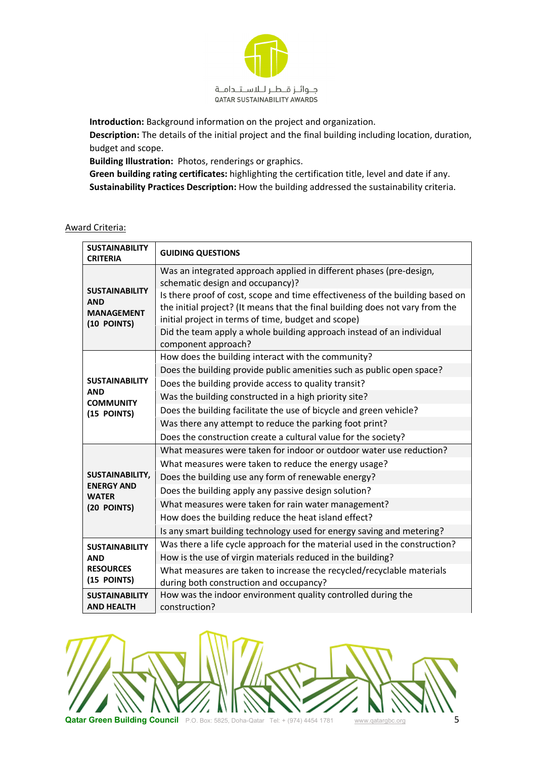**Introduction:** Background information on the project and organization.
**Description:** The details of the initial project and the final building including location, duration, budget and scope.
**Building Illustration:** Photos, renderings or graphics.
**Green building rating certificates:** highlighting the certification title, level and date if any.
**Sustainability Practices Description:** How the building addressed the sustainability criteria.

Award Criteria:

| SUSTAINABILITY CRITERIA | GUIDING QUESTIONS |
|---|---|
| SUSTAINABILITY AND MANAGEMENT (10 POINTS) | Was an integrated approach applied in different phases (pre-design, schematic design and occupancy)? |
| | Is there proof of cost, scope and time effectiveness of the building based on the initial project? (It means that the final building does not vary from the initial project in terms of time, budget and scope) |
| | Did the team apply a whole building approach instead of an individual component approach? |
| SUSTAINABILITY AND COMMUNITY (15 POINTS) | How does the building interact with the community? |
| | Does the building provide public amenities such as public open space? |
| | Does the building provide access to quality transit? |
| | Was the building constructed in a high priority site? |
| | Does the building facilitate the use of bicycle and green vehicle? |
| | Was there any attempt to reduce the parking foot print? |
| | Does the construction create a cultural value for the society? |
| SUSTAINABILITY, ENERGY AND WATER (20 POINTS) | What measures were taken for indoor or outdoor water use reduction? |
| | What measures were taken to reduce the energy usage? |
| | Does the building use any form of renewable energy? |
| | Does the building apply any passive design solution? |
| | What measures were taken for rain water management? |
| | How does the building reduce the heat island effect? |
| | Is any smart building technology used for energy saving and metering? |
| SUSTAINABILITY AND RESOURCES (15 POINTS) | Was there a life cycle approach for the material used in the construction? |
| | How is the use of virgin materials reduced in the building? |
| | What measures are taken to increase the recycled/recyclable materials during both construction and occupancy? |
| SUSTAINABILITY AND HEALTH | How was the indoor environment quality controlled during the construction? |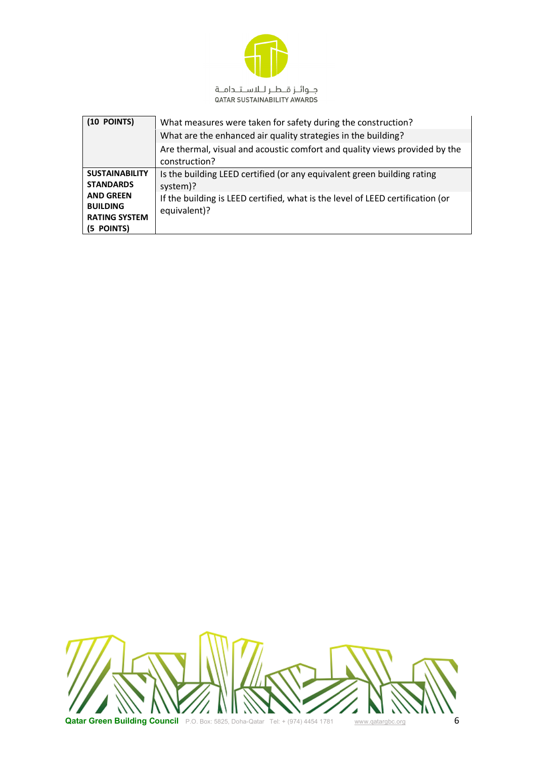| | |
|---|---|
| **(10 POINTS)** | What measures were taken for safety during the construction? |
| | What are the enhanced air quality strategies in the building? |
| | Are thermal, visual and acoustic comfort and quality views provided by the construction? |
| **SUSTAINABILITY STANDARDS AND GREEN BUILDING RATING SYSTEM (5 POINTS)** | Is the building LEED certified (or any equivalent green building rating system)? |
| | If the building is LEED certified, what is the level of LEED certification (or equivalent)? |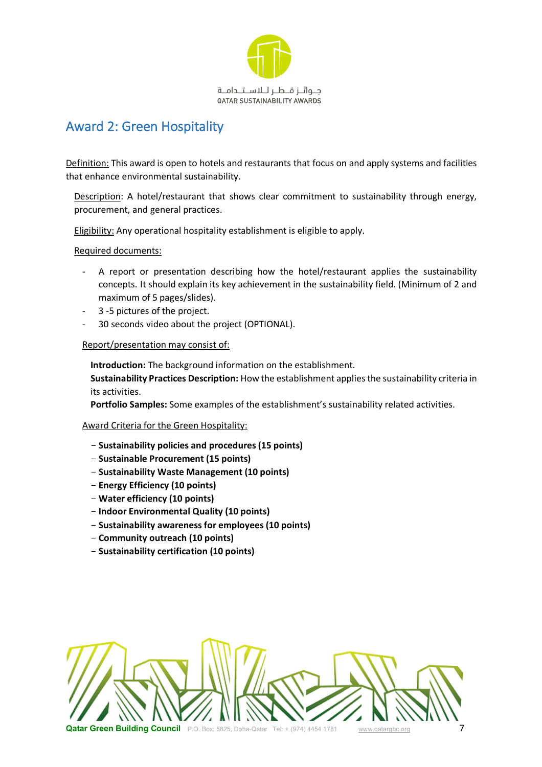## Award 2: Green Hospitality

Definition: This award is open to hotels and restaurants that focus on and apply systems and facilities that enhance environmental sustainability.

Description: A hotel/restaurant that shows clear commitment to sustainability through energy, procurement, and general practices.

Eligibility: Any operational hospitality establishment is eligible to apply.

Required documents:

- A report or presentation describing how the hotel/restaurant applies the sustainability concepts. It should explain its key achievement in the sustainability field. (Minimum of 2 and maximum of 5 pages/slides).
- 3 -5 pictures of the project.
- 30 seconds video about the project (OPTIONAL).

Report/presentation may consist of:

**Introduction:** The background information on the establishment.
**Sustainability Practices Description:** How the establishment applies the sustainability criteria in its activities.
**Portfolio Samples:** Some examples of the establishment's sustainability related activities.

Award Criteria for the Green Hospitality:

- **Sustainability policies and procedures (15 points)**
- **Sustainable Procurement (15 points)**
- **Sustainability Waste Management (10 points)**
- **Energy Efficiency (10 points)**
- **Water efficiency (10 points)**
- **Indoor Environmental Quality (10 points)**
- **Sustainability awareness for employees (10 points)**
- **Community outreach (10 points)**
- **Sustainability certification (10 points)**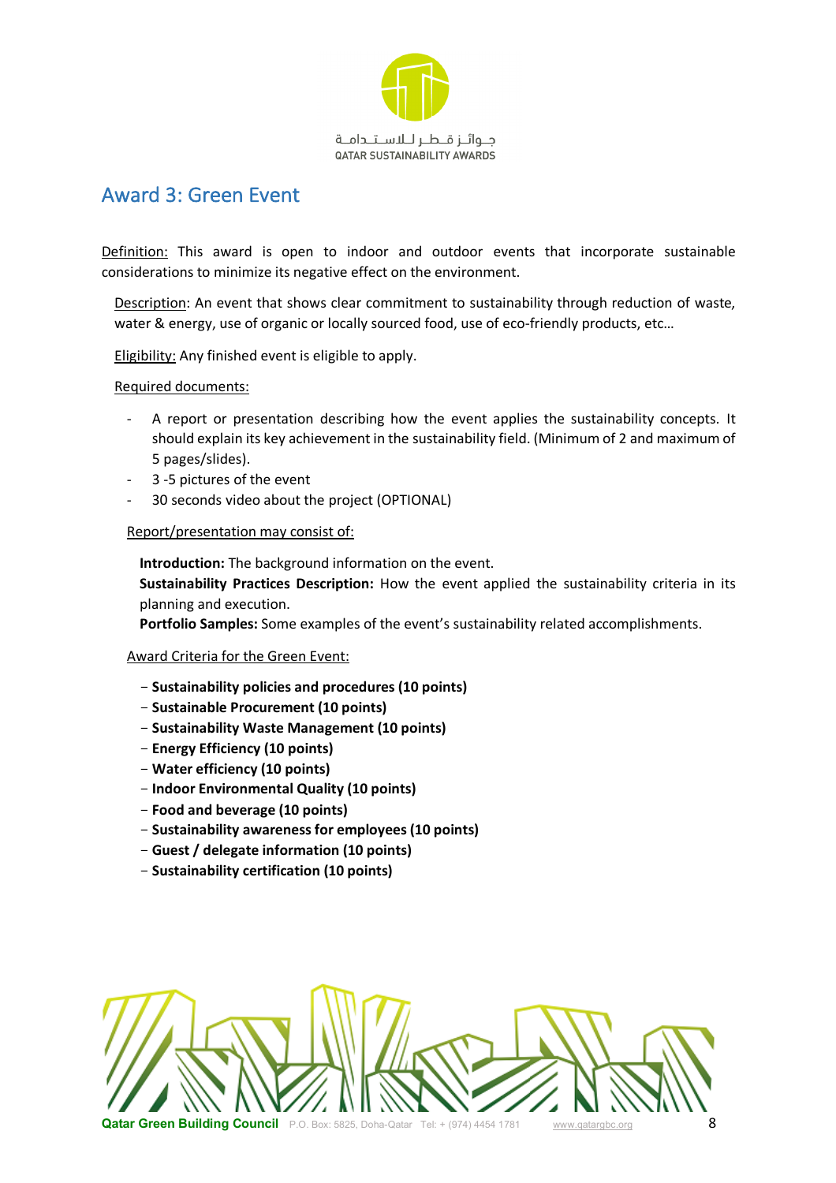# Award 3: Green Event

Definition: This award is open to indoor and outdoor events that incorporate sustainable considerations to minimize its negative effect on the environment.

Description: An event that shows clear commitment to sustainability through reduction of waste, water & energy, use of organic or locally sourced food, use of eco-friendly products, etc…

Eligibility: Any finished event is eligible to apply.

Required documents:

- A report or presentation describing how the event applies the sustainability concepts. It should explain its key achievement in the sustainability field. (Minimum of 2 and maximum of 5 pages/slides).
- 3 -5 pictures of the event
- 30 seconds video about the project (OPTIONAL)

Report/presentation may consist of:

**Introduction:** The background information on the event.
**Sustainability Practices Description:** How the event applied the sustainability criteria in its planning and execution.
**Portfolio Samples:** Some examples of the event's sustainability related accomplishments.

Award Criteria for the Green Event:

- **Sustainability policies and procedures (10 points)**
- **Sustainable Procurement (10 points)**
- **Sustainability Waste Management (10 points)**
- **Energy Efficiency (10 points)**
- **Water efficiency (10 points)**
- **Indoor Environmental Quality (10 points)**
- **Food and beverage (10 points)**
- **Sustainability awareness for employees (10 points)**
- **Guest / delegate information (10 points)**
- **Sustainability certification (10 points)**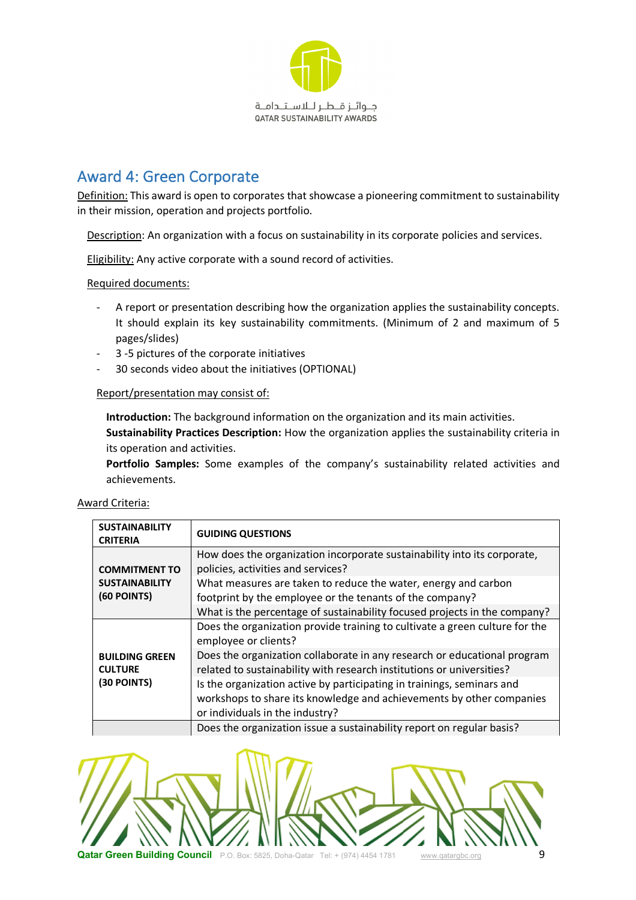## Award 4: Green Corporate

Definition: This award is open to corporates that showcase a pioneering commitment to sustainability in their mission, operation and projects portfolio.

Description: An organization with a focus on sustainability in its corporate policies and services.

Eligibility: Any active corporate with a sound record of activities.

Required documents:

- A report or presentation describing how the organization applies the sustainability concepts. It should explain its key sustainability commitments. (Minimum of 2 and maximum of 5 pages/slides)
- 3 -5 pictures of the corporate initiatives
- 30 seconds video about the initiatives (OPTIONAL)

Report/presentation may consist of:

**Introduction:** The background information on the organization and its main activities.
**Sustainability Practices Description:** How the organization applies the sustainability criteria in its operation and activities.
**Portfolio Samples:** Some examples of the company's sustainability related activities and achievements.

Award Criteria:

| SUSTAINABILITY CRITERIA | GUIDING QUESTIONS |
|---|---|
| COMMITMENT TO SUSTAINABILITY (60 POINTS) | How does the organization incorporate sustainability into its corporate, policies, activities and services? |
| | What measures are taken to reduce the water, energy and carbon footprint by the employee or the tenants of the company? |
| | What is the percentage of sustainability focused projects in the company? |
| BUILDING GREEN CULTURE (30 POINTS) | Does the organization provide training to cultivate a green culture for the employee or clients? |
| | Does the organization collaborate in any research or educational program related to sustainability with research institutions or universities? |
| | Is the organization active by participating in trainings, seminars and workshops to share its knowledge and achievements by other companies or individuals in the industry? |
| | Does the organization issue a sustainability report on regular basis? |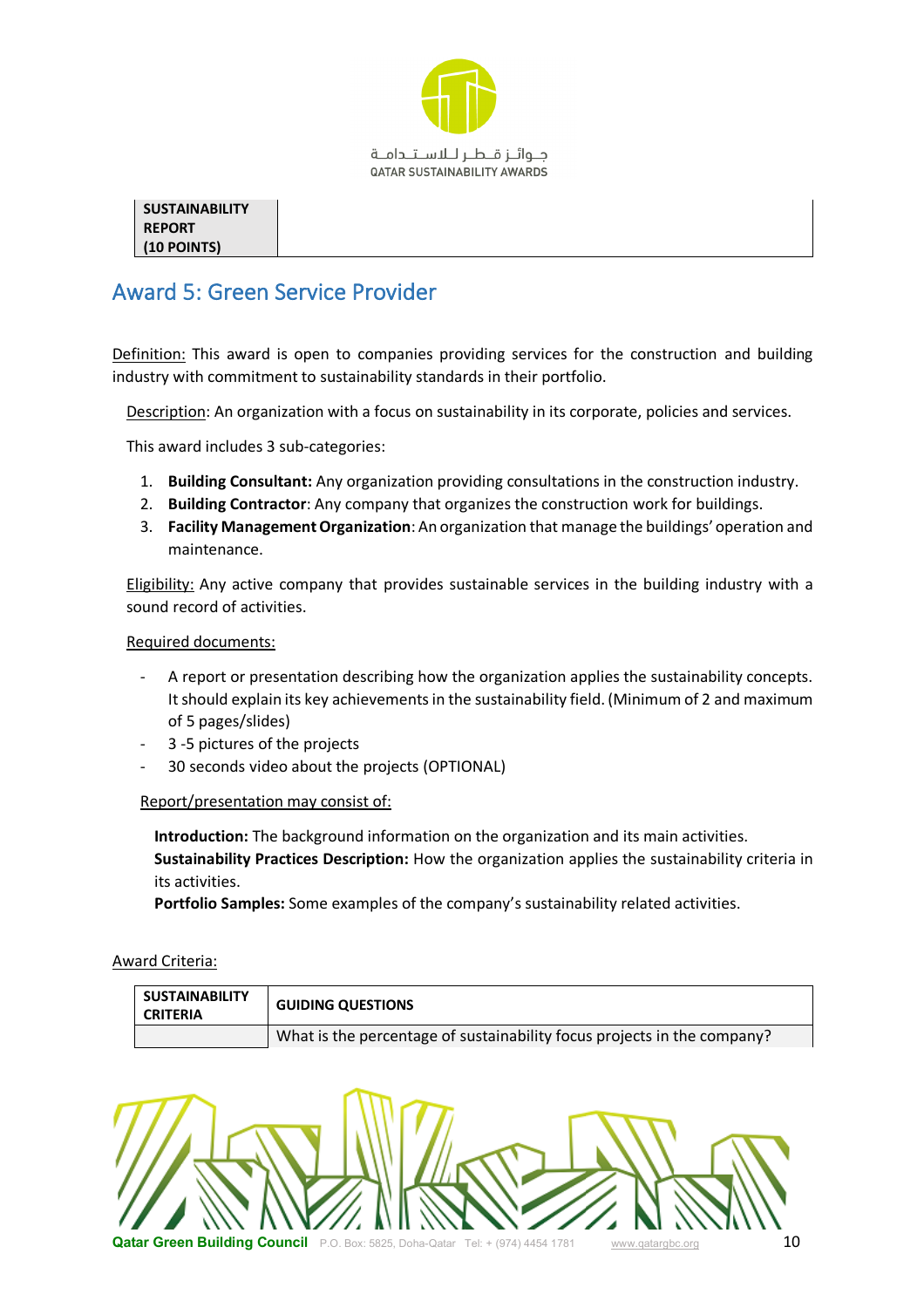| SUSTAINABILITY REPORT (10 POINTS) | |
|---|---|

## Award 5: Green Service Provider

Definition: This award is open to companies providing services for the construction and building industry with commitment to sustainability standards in their portfolio.

Description: An organization with a focus on sustainability in its corporate, policies and services.

This award includes 3 sub-categories:

1. **Building Consultant:** Any organization providing consultations in the construction industry.
2. **Building Contractor**: Any company that organizes the construction work for buildings.
3. **Facility Management Organization**: An organization that manage the buildings' operation and maintenance.

Eligibility: Any active company that provides sustainable services in the building industry with a sound record of activities.

Required documents:

- A report or presentation describing how the organization applies the sustainability concepts. It should explain its key achievements in the sustainability field. (Minimum of 2 and maximum of 5 pages/slides)
- 3 -5 pictures of the projects
- 30 seconds video about the projects (OPTIONAL)

Report/presentation may consist of:

**Introduction:** The background information on the organization and its main activities.
**Sustainability Practices Description:** How the organization applies the sustainability criteria in its activities.
**Portfolio Samples:** Some examples of the company's sustainability related activities.

Award Criteria:

| SUSTAINABILITY CRITERIA | GUIDING QUESTIONS |
|---|---|
| | What is the percentage of sustainability focus projects in the company? |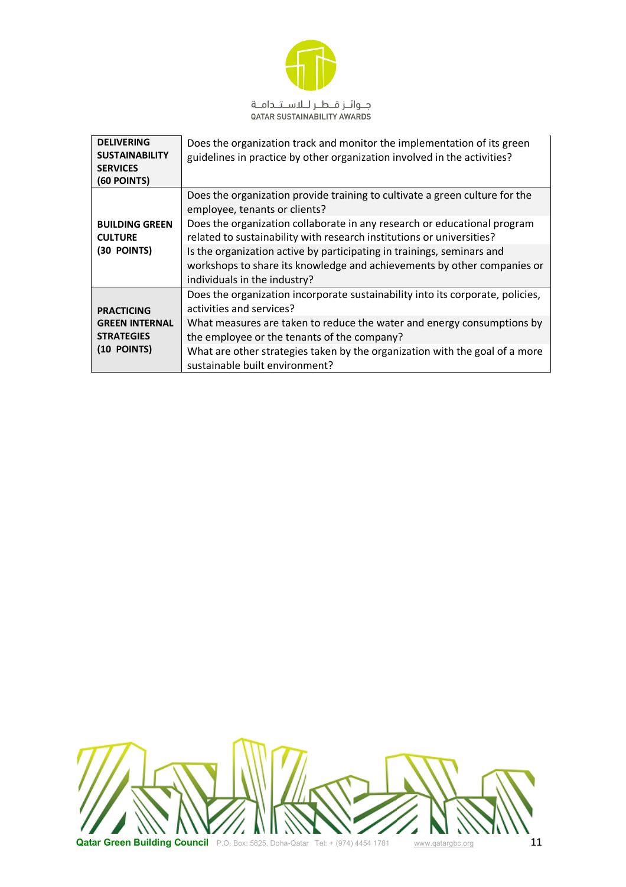| | |
|---|---|
| **DELIVERING SUSTAINABILITY SERVICES (60 POINTS)** | Does the organization track and monitor the implementation of its green guidelines in practice by other organization involved in the activities? |
| **BUILDING GREEN CULTURE (30 POINTS)** | Does the organization provide training to cultivate a green culture for the employee, tenants or clients? |
| | Does the organization collaborate in any research or educational program related to sustainability with research institutions or universities? |
| | Is the organization active by participating in trainings, seminars and workshops to share its knowledge and achievements by other companies or individuals in the industry? |
| **PRACTICING GREEN INTERNAL STRATEGIES (10 POINTS)** | Does the organization incorporate sustainability into its corporate, policies, activities and services? |
| | What measures are taken to reduce the water and energy consumptions by the employee or the tenants of the company? |
| | What are other strategies taken by the organization with the goal of a more sustainable built environment? |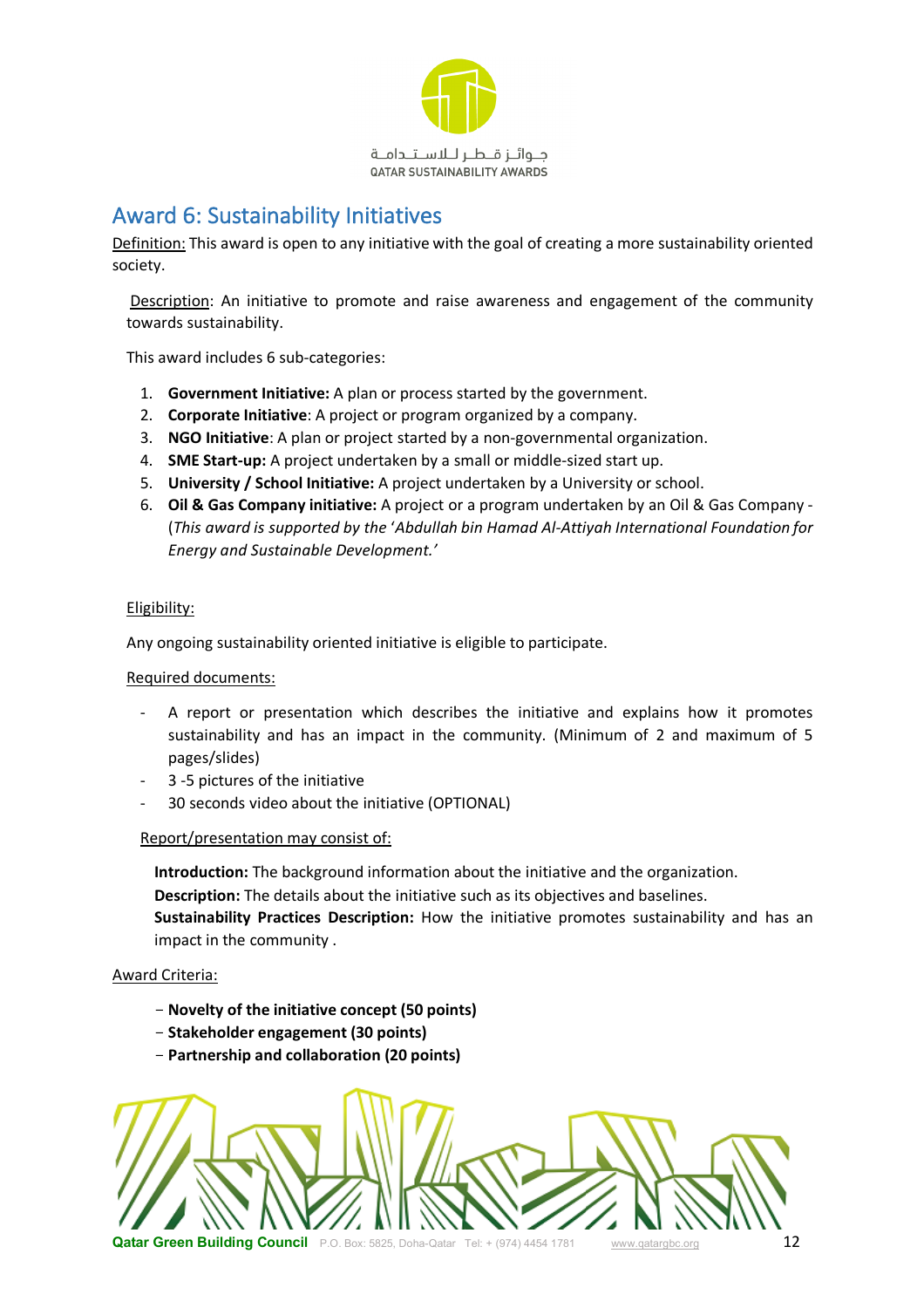## Award 6: Sustainability Initiatives

Definition: This award is open to any initiative with the goal of creating a more sustainability oriented society.

Description: An initiative to promote and raise awareness and engagement of the community towards sustainability.

This award includes 6 sub-categories:

1. **Government Initiative:** A plan or process started by the government.
2. **Corporate Initiative**: A project or program organized by a company.
3. **NGO Initiative**: A plan or project started by a non-governmental organization.
4. **SME Start-up:** A project undertaken by a small or middle-sized start up.
5. **University / School Initiative:** A project undertaken by a University or school.
6. **Oil & Gas Company initiative:** A project or a program undertaken by an Oil & Gas Company - (*This award is supported by the 'Abdullah bin Hamad Al-Attiyah International Foundation for Energy and Sustainable Development.'*

Eligibility:

Any ongoing sustainability oriented initiative is eligible to participate.

Required documents:

- A report or presentation which describes the initiative and explains how it promotes sustainability and has an impact in the community. (Minimum of 2 and maximum of 5 pages/slides)
- 3 -5 pictures of the initiative
- 30 seconds video about the initiative (OPTIONAL)

Report/presentation may consist of:

**Introduction:** The background information about the initiative and the organization.
**Description:** The details about the initiative such as its objectives and baselines.
**Sustainability Practices Description:** How the initiative promotes sustainability and has an impact in the community .

Award Criteria:

- **Novelty of the initiative concept (50 points)**
- **Stakeholder engagement (30 points)**
- **Partnership and collaboration (20 points)**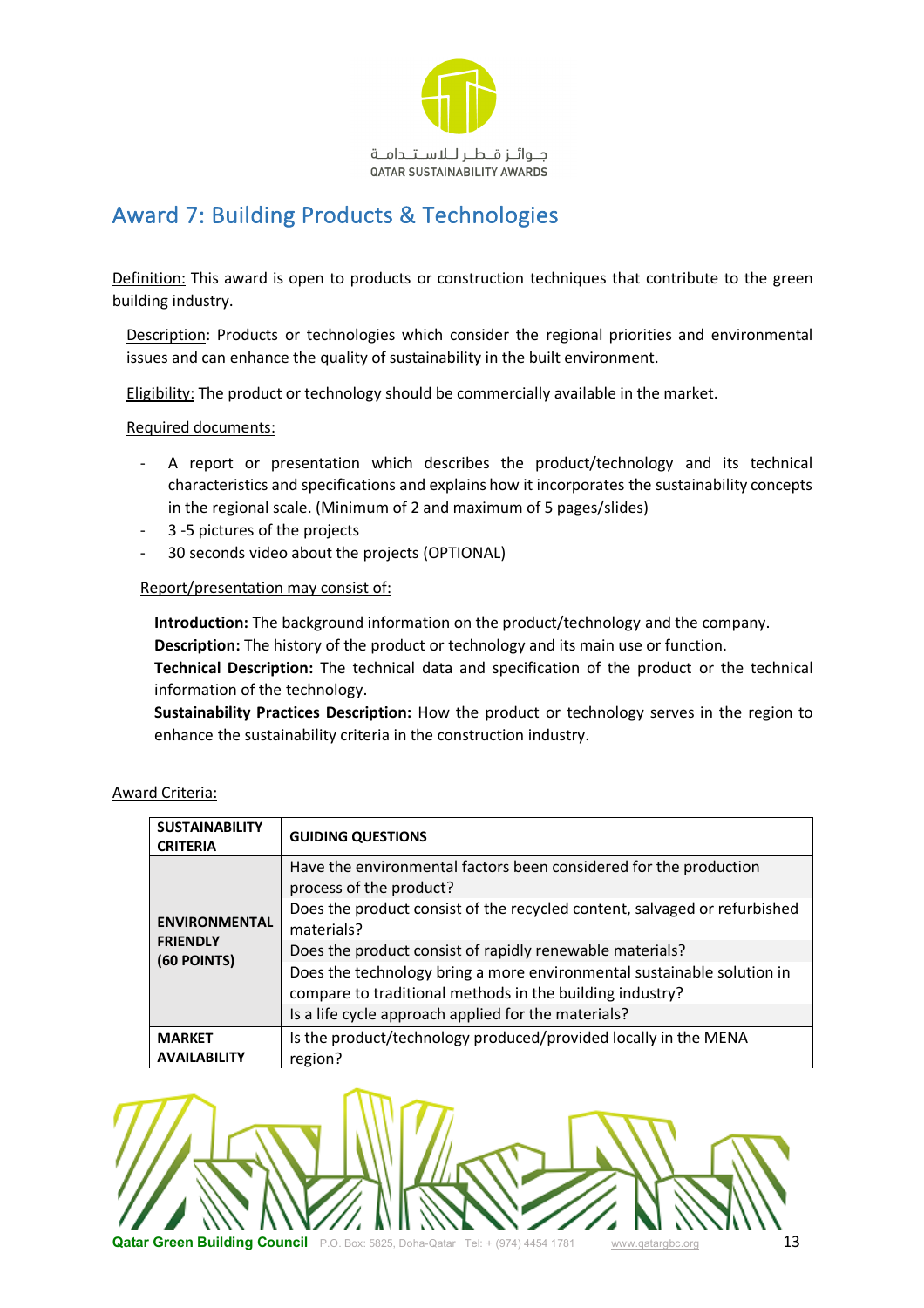## Award 7: Building Products & Technologies

Definition: This award is open to products or construction techniques that contribute to the green building industry.

Description: Products or technologies which consider the regional priorities and environmental issues and can enhance the quality of sustainability in the built environment.

Eligibility: The product or technology should be commercially available in the market.

Required documents:

- A report or presentation which describes the product/technology and its technical characteristics and specifications and explains how it incorporates the sustainability concepts in the regional scale. (Minimum of 2 and maximum of 5 pages/slides)
- 3 -5 pictures of the projects
- 30 seconds video about the projects (OPTIONAL)

Report/presentation may consist of:

**Introduction:** The background information on the product/technology and the company.
**Description:** The history of the product or technology and its main use or function.
**Technical Description:** The technical data and specification of the product or the technical information of the technology.
**Sustainability Practices Description:** How the product or technology serves in the region to enhance the sustainability criteria in the construction industry.

Award Criteria:

| SUSTAINABILITY CRITERIA | GUIDING QUESTIONS |
|---|---|
| ENVIRONMENTAL FRIENDLY (60 POINTS) | Have the environmental factors been considered for the production process of the product? |
| | Does the product consist of the recycled content, salvaged or refurbished materials? |
| | Does the product consist of rapidly renewable materials? |
| | Does the technology bring a more environmental sustainable solution in compare to traditional methods in the building industry? |
| | Is a life cycle approach applied for the materials? |
| MARKET AVAILABILITY | Is the product/technology produced/provided locally in the MENA region? |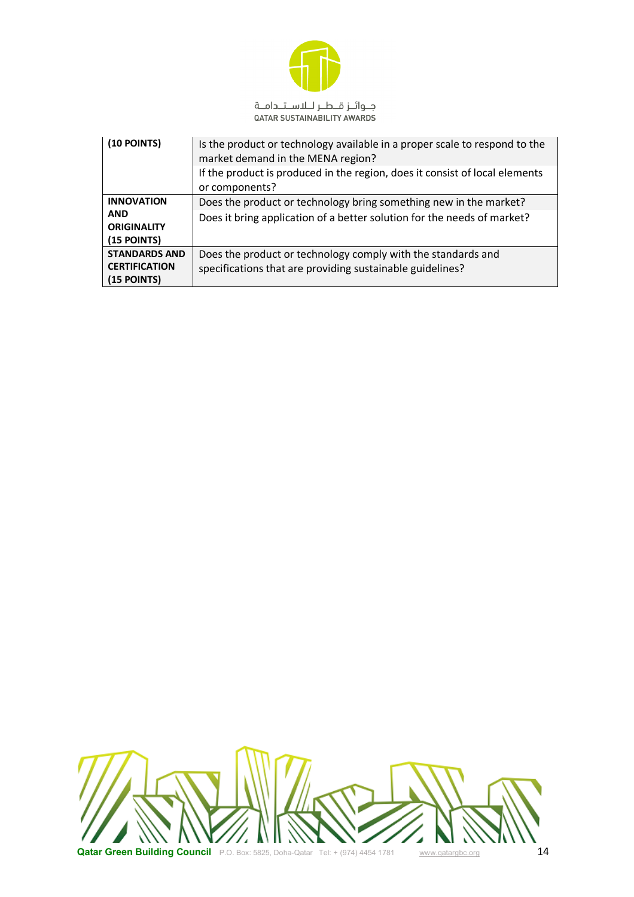| | |
|---|---|
| **(10 POINTS)** | Is the product or technology available in a proper scale to respond to the market demand in the MENA region?<br>If the product is produced in the region, does it consist of local elements or components? |
| **INNOVATION AND ORIGINALITY (15 POINTS)** | Does the product or technology bring something new in the market?<br>Does it bring application of a better solution for the needs of market? |
| **STANDARDS AND CERTIFICATION (15 POINTS)** | Does the product or technology comply with the standards and specifications that are providing sustainable guidelines? |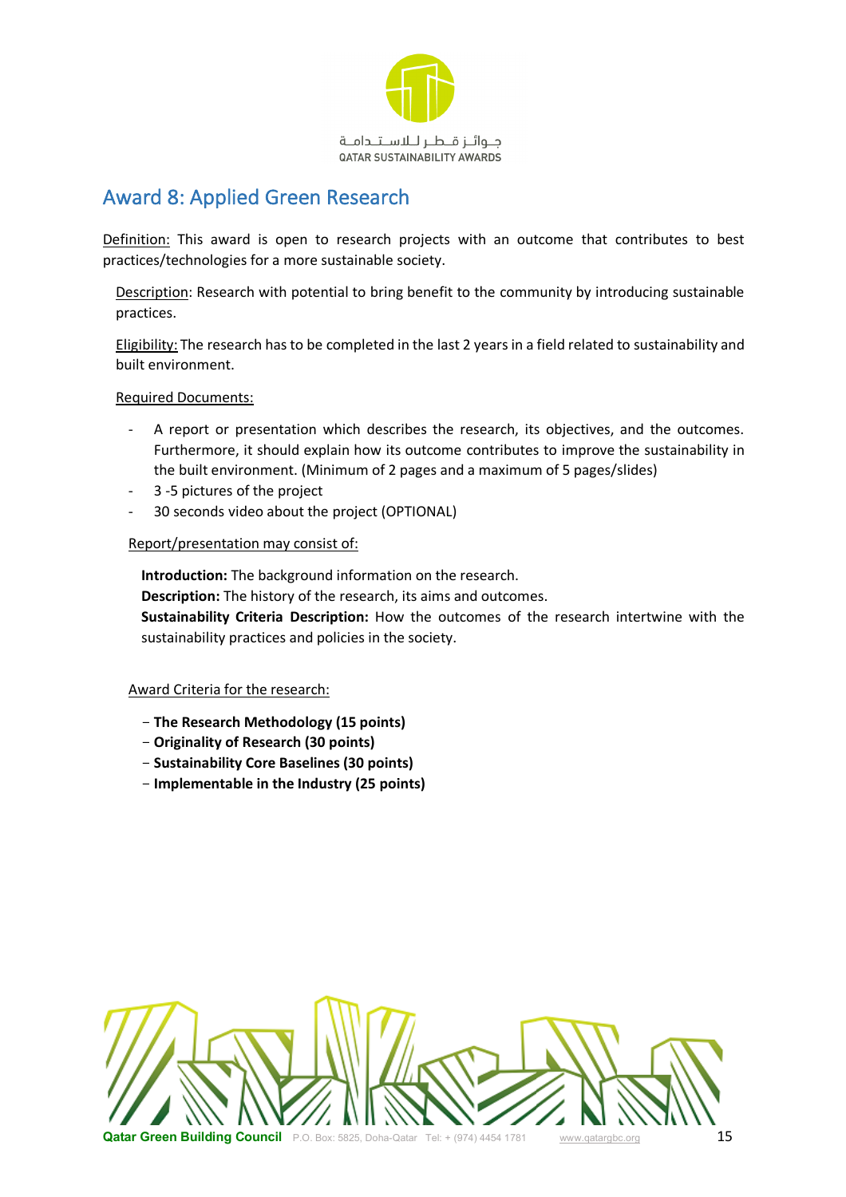## Award 8: Applied Green Research

Definition: This award is open to research projects with an outcome that contributes to best practices/technologies for a more sustainable society.

Description: Research with potential to bring benefit to the community by introducing sustainable practices.

Eligibility: The research has to be completed in the last 2 years in a field related to sustainability and built environment.

Required Documents:

- A report or presentation which describes the research, its objectives, and the outcomes. Furthermore, it should explain how its outcome contributes to improve the sustainability in the built environment. (Minimum of 2 pages and a maximum of 5 pages/slides)
- 3 -5 pictures of the project
- 30 seconds video about the project (OPTIONAL)

Report/presentation may consist of:

**Introduction:** The background information on the research.
**Description:** The history of the research, its aims and outcomes.
**Sustainability Criteria Description:** How the outcomes of the research intertwine with the sustainability practices and policies in the society.

Award Criteria for the research:

- **The Research Methodology (15 points)**
- **Originality of Research (30 points)**
- **Sustainability Core Baselines (30 points)**
- **Implementable in the Industry (25 points)**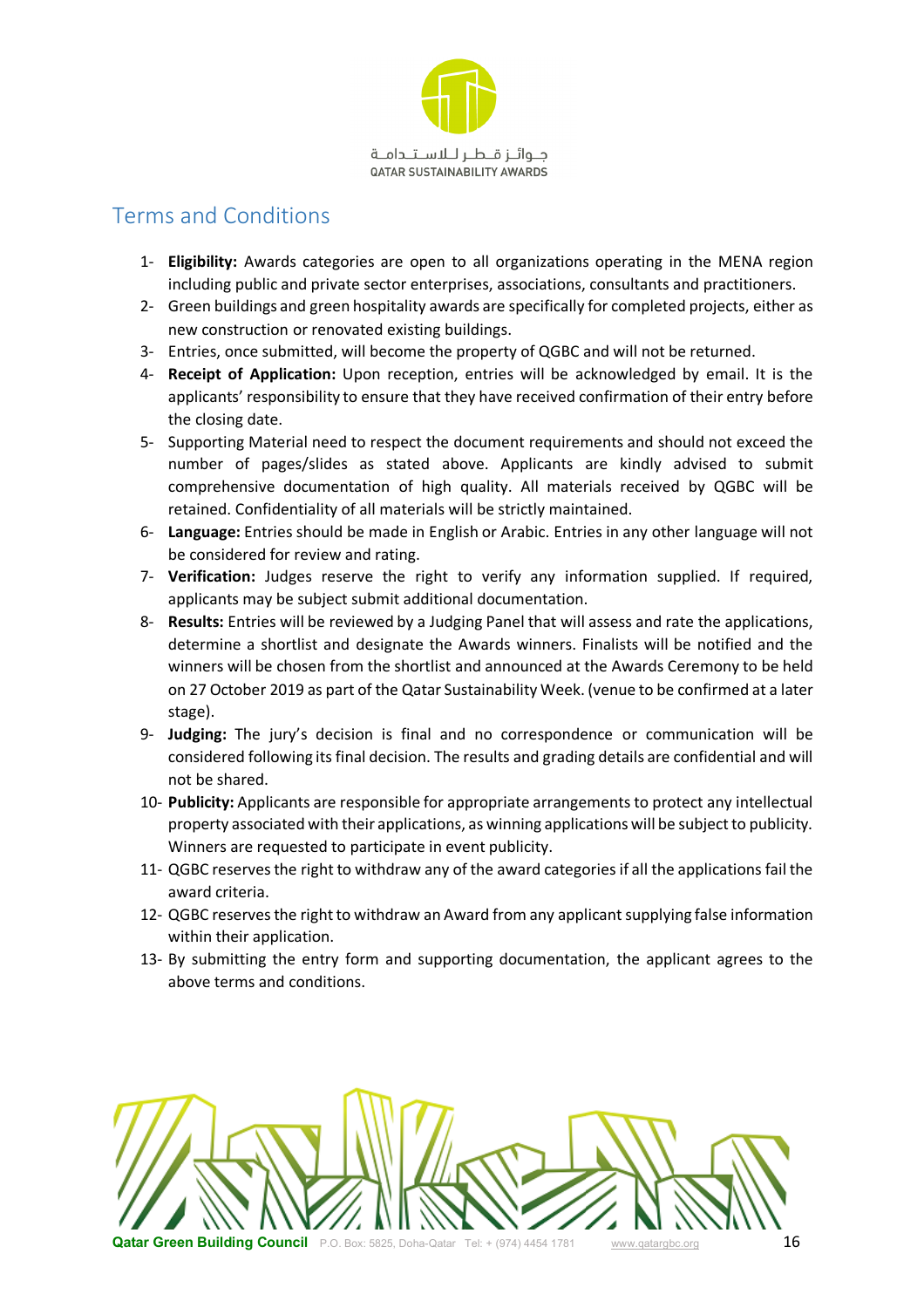جـوائـز قـطـر لـلاسـتـدامـة
QATAR SUSTAINABILITY AWARDS

## Terms and Conditions

1- **Eligibility:** Awards categories are open to all organizations operating in the MENA region including public and private sector enterprises, associations, consultants and practitioners.
2- Green buildings and green hospitality awards are specifically for completed projects, either as new construction or renovated existing buildings.
3- Entries, once submitted, will become the property of QGBC and will not be returned.
4- **Receipt of Application:** Upon reception, entries will be acknowledged by email. It is the applicants' responsibility to ensure that they have received confirmation of their entry before the closing date.
5- Supporting Material need to respect the document requirements and should not exceed the number of pages/slides as stated above. Applicants are kindly advised to submit comprehensive documentation of high quality. All materials received by QGBC will be retained. Confidentiality of all materials will be strictly maintained.
6- **Language:** Entries should be made in English or Arabic. Entries in any other language will not be considered for review and rating.
7- **Verification:** Judges reserve the right to verify any information supplied. If required, applicants may be subject submit additional documentation.
8- **Results:** Entries will be reviewed by a Judging Panel that will assess and rate the applications, determine a shortlist and designate the Awards winners. Finalists will be notified and the winners will be chosen from the shortlist and announced at the Awards Ceremony to be held on 27 October 2019 as part of the Qatar Sustainability Week. (venue to be confirmed at a later stage).
9- **Judging:** The jury's decision is final and no correspondence or communication will be considered following its final decision. The results and grading details are confidential and will not be shared.
10- **Publicity:** Applicants are responsible for appropriate arrangements to protect any intellectual property associated with their applications, as winning applications will be subject to publicity. Winners are requested to participate in event publicity.
11- QGBC reserves the right to withdraw any of the award categories if all the applications fail the award criteria.
12- QGBC reserves the right to withdraw an Award from any applicant supplying false information within their application.
13- By submitting the entry form and supporting documentation, the applicant agrees to the above terms and conditions.